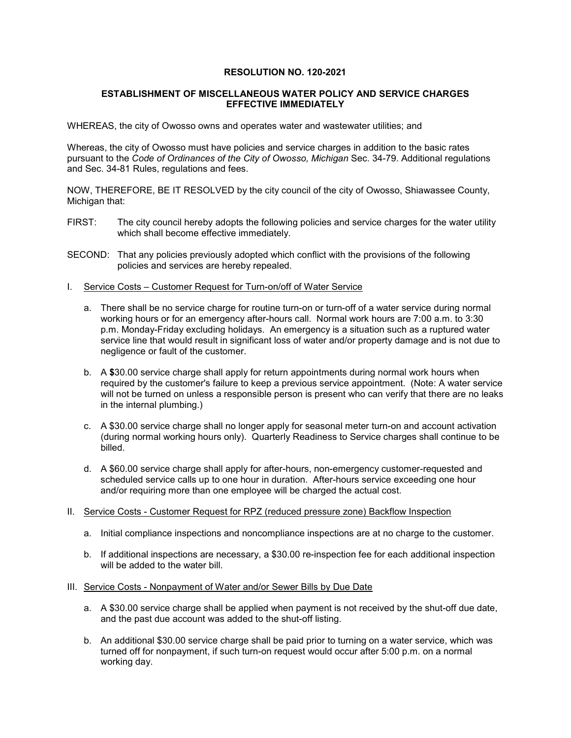**RESOLUTION NO. 120-2021**

**ESTABLISHMENT OF MISCELLANEOUS WATER POLICY AND SERVICE CHARGES EFFECTIVE IMMEDIATELY**

WHEREAS, the city of Owosso owns and operates water and wastewater utilities; and

Whereas, the city of Owosso must have policies and service charges in addition to the basic rates pursuant to the *Code of Ordinances of the City of Owosso, Michigan* Sec. 34-79. Additional regulations and Sec. 34-81 Rules, regulations and fees.

NOW, THEREFORE, BE IT RESOLVED by the city council of the city of Owosso, Shiawassee County, Michigan that:

FIRST: The city council hereby adopts the following policies and service charges for the water utility which shall become effective immediately.

SECOND: That any policies previously adopted which conflict with the provisions of the following policies and services are hereby repealed.

I. <u>Service Costs – Customer Request for Turn-on/off of Water Service</u>

   a. There shall be no service charge for routine turn-on or turn-off of a water service during normal working hours or for an emergency after-hours call. Normal work hours are 7:00 a.m. to 3:30 p.m. Monday-Friday excluding holidays. An emergency is a situation such as a ruptured water service line that would result in significant loss of water and/or property damage and is not due to negligence or fault of the customer.

   b. A **$**30.00 service charge shall apply for return appointments during normal work hours when required by the customer's failure to keep a previous service appointment. (Note: A water service will not be turned on unless a responsible person is present who can verify that there are no leaks in the internal plumbing.)

   c. A $30.00 service charge shall no longer apply for seasonal meter turn-on and account activation (during normal working hours only). Quarterly Readiness to Service charges shall continue to be billed.

   d. A $60.00 service charge shall apply for after-hours, non-emergency customer-requested and scheduled service calls up to one hour in duration. After-hours service exceeding one hour and/or requiring more than one employee will be charged the actual cost.

II. <u>Service Costs - Customer Request for RPZ (reduced pressure zone) Backflow Inspection</u>

   a. Initial compliance inspections and noncompliance inspections are at no charge to the customer.

   b. If additional inspections are necessary, a $30.00 re-inspection fee for each additional inspection will be added to the water bill.

III. <u>Service Costs - Nonpayment of Water and/or Sewer Bills by Due Date</u>

   a. A $30.00 service charge shall be applied when payment is not received by the shut-off due date, and the past due account was added to the shut-off listing.

   b. An additional $30.00 service charge shall be paid prior to turning on a water service, which was turned off for nonpayment, if such turn-on request would occur after 5:00 p.m. on a normal working day.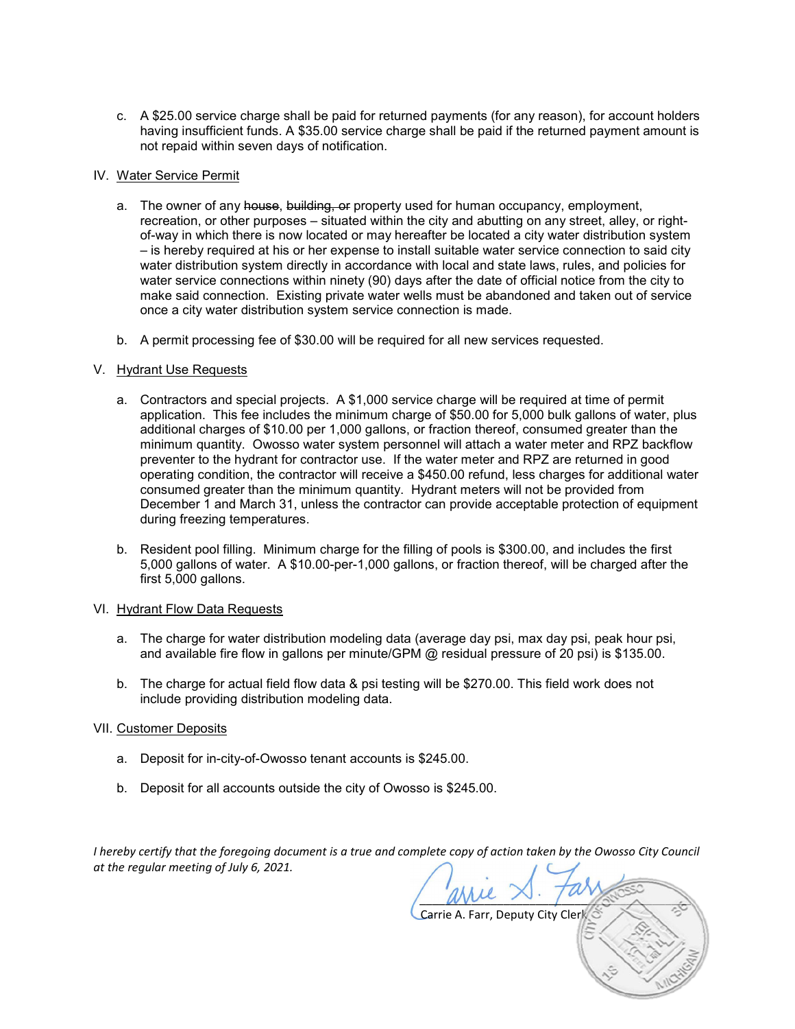c. A $25.00 service charge shall be paid for returned payments (for any reason), for account holders having insufficient funds. A $35.00 service charge shall be paid if the returned payment amount is not repaid within seven days of notification.

IV. Water Service Permit

a. The owner of any ~~house~~, ~~building, or~~ property used for human occupancy, employment, recreation, or other purposes – situated within the city and abutting on any street, alley, or right-of-way in which there is now located or may hereafter be located a city water distribution system – is hereby required at his or her expense to install suitable water service connection to said city water distribution system directly in accordance with local and state laws, rules, and policies for water service connections within ninety (90) days after the date of official notice from the city to make said connection. Existing private water wells must be abandoned and taken out of service once a city water distribution system service connection is made.

b. A permit processing fee of $30.00 will be required for all new services requested.

V. Hydrant Use Requests

a. Contractors and special projects. A $1,000 service charge will be required at time of permit application. This fee includes the minimum charge of $50.00 for 5,000 bulk gallons of water, plus additional charges of $10.00 per 1,000 gallons, or fraction thereof, consumed greater than the minimum quantity. Owosso water system personnel will attach a water meter and RPZ backflow preventer to the hydrant for contractor use. If the water meter and RPZ are returned in good operating condition, the contractor will receive a $450.00 refund, less charges for additional water consumed greater than the minimum quantity. Hydrant meters will not be provided from December 1 and March 31, unless the contractor can provide acceptable protection of equipment during freezing temperatures.

b. Resident pool filling. Minimum charge for the filling of pools is $300.00, and includes the first 5,000 gallons of water. A $10.00-per-1,000 gallons, or fraction thereof, will be charged after the first 5,000 gallons.

VI. Hydrant Flow Data Requests

a. The charge for water distribution modeling data (average day psi, max day psi, peak hour psi, and available fire flow in gallons per minute/GPM @ residual pressure of 20 psi) is $135.00.

b. The charge for actual field flow data & psi testing will be $270.00. This field work does not include providing distribution modeling data.

VII. Customer Deposits

a. Deposit for in-city-of-Owosso tenant accounts is $245.00.

b. Deposit for all accounts outside the city of Owosso is $245.00.

*I hereby certify that the foregoing document is a true and complete copy of action taken by the Owosso City Council at the regular meeting of July 6, 2021.*

Carrie A. Farr, Deputy City Clerk